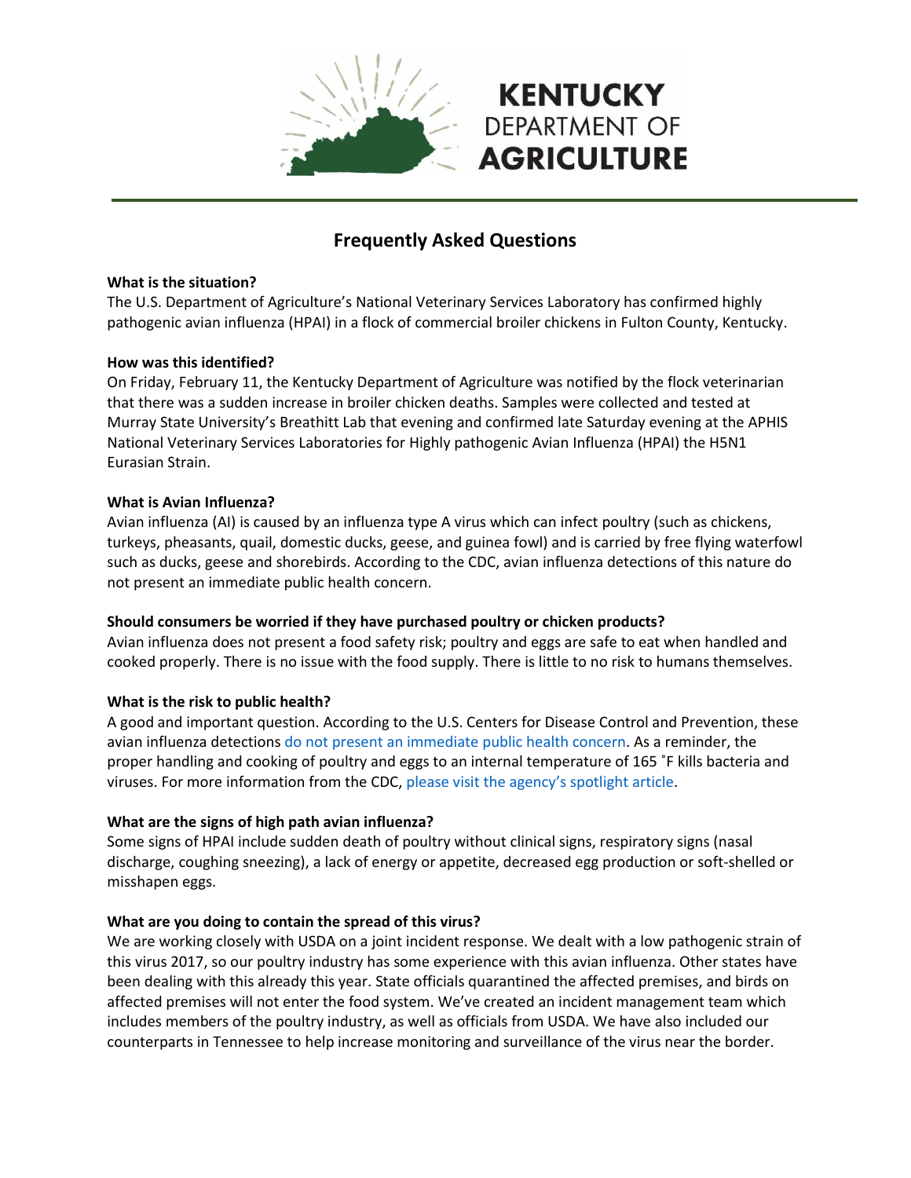# KENTUCKY DEPARTMENT OF AGRICULTURE

## Frequently Asked Questions

**What is the situation?**

The U.S. Department of Agriculture's National Veterinary Services Laboratory has confirmed highly pathogenic avian influenza (HPAI) in a flock of commercial broiler chickens in Fulton County, Kentucky.

**How was this identified?**

On Friday, February 11, the Kentucky Department of Agriculture was notified by the flock veterinarian that there was a sudden increase in broiler chicken deaths. Samples were collected and tested at Murray State University's Breathitt Lab that evening and confirmed late Saturday evening at the APHIS National Veterinary Services Laboratories for Highly pathogenic Avian Influenza (HPAI) the H5N1 Eurasian Strain.

**What is Avian Influenza?**

Avian influenza (AI) is caused by an influenza type A virus which can infect poultry (such as chickens, turkeys, pheasants, quail, domestic ducks, geese, and guinea fowl) and is carried by free flying waterfowl such as ducks, geese and shorebirds. According to the CDC, avian influenza detections of this nature do not present an immediate public health concern.

**Should consumers be worried if they have purchased poultry or chicken products?**

Avian influenza does not present a food safety risk; poultry and eggs are safe to eat when handled and cooked properly. There is no issue with the food supply. There is little to no risk to humans themselves.

**What is the risk to public health?**

A good and important question. According to the U.S. Centers for Disease Control and Prevention, these avian influenza detections do not present an immediate public health concern. As a reminder, the proper handling and cooking of poultry and eggs to an internal temperature of 165 ˚F kills bacteria and viruses. For more information from the CDC, please visit the agency's spotlight article.

**What are the signs of high path avian influenza?**

Some signs of HPAI include sudden death of poultry without clinical signs, respiratory signs (nasal discharge, coughing sneezing), a lack of energy or appetite, decreased egg production or soft-shelled or misshapen eggs.

**What are you doing to contain the spread of this virus?**

We are working closely with USDA on a joint incident response. We dealt with a low pathogenic strain of this virus 2017, so our poultry industry has some experience with this avian influenza. Other states have been dealing with this already this year. State officials quarantined the affected premises, and birds on affected premises will not enter the food system. We've created an incident management team which includes members of the poultry industry, as well as officials from USDA. We have also included our counterparts in Tennessee to help increase monitoring and surveillance of the virus near the border.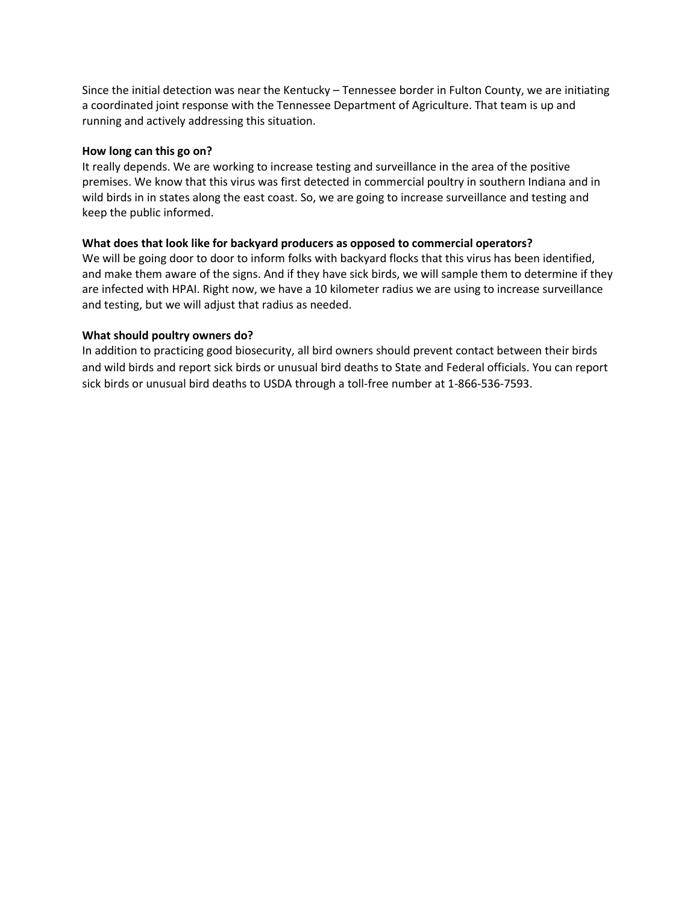Since the initial detection was near the Kentucky – Tennessee border in Fulton County, we are initiating a coordinated joint response with the Tennessee Department of Agriculture. That team is up and running and actively addressing this situation.

**How long can this go on?**
It really depends. We are working to increase testing and surveillance in the area of the positive premises. We know that this virus was first detected in commercial poultry in southern Indiana and in wild birds in in states along the east coast. So, we are going to increase surveillance and testing and keep the public informed.

**What does that look like for backyard producers as opposed to commercial operators?**
We will be going door to door to inform folks with backyard flocks that this virus has been identified, and make them aware of the signs. And if they have sick birds, we will sample them to determine if they are infected with HPAI. Right now, we have a 10 kilometer radius we are using to increase surveillance and testing, but we will adjust that radius as needed.

**What should poultry owners do?**
In addition to practicing good biosecurity, all bird owners should prevent contact between their birds and wild birds and report sick birds or unusual bird deaths to State and Federal officials. You can report sick birds or unusual bird deaths to USDA through a toll-free number at 1-866-536-7593.